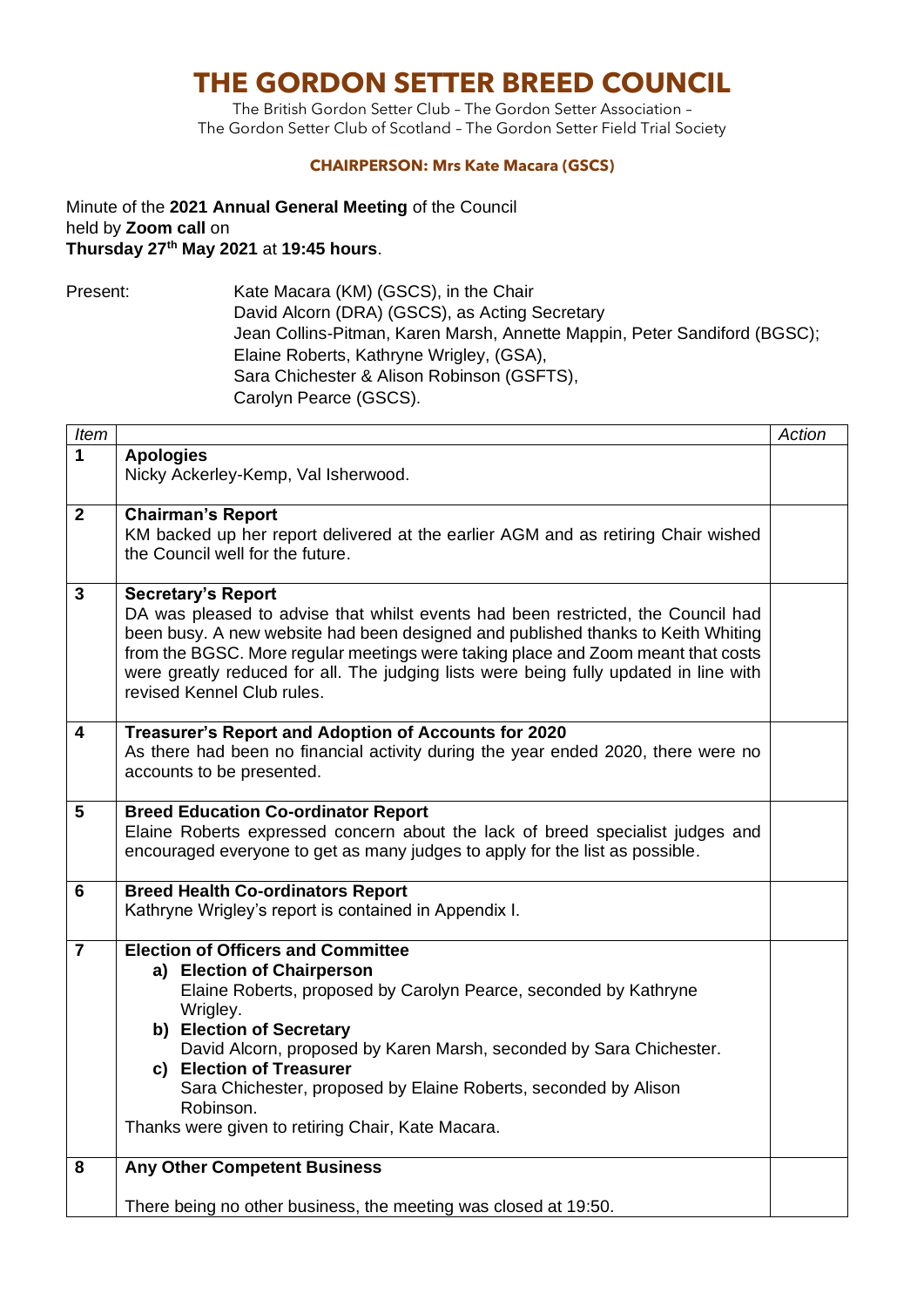# THE GORDON SETTER BREED COUNCIL

The British Gordon Setter Club – The Gordon Setter Association – The Gordon Setter Club of Scotland – The Gordon Setter Field Trial Society

**CHAIRPERSON: Mrs Kate Macara (GSCS)**

Minute of the **2021 Annual General Meeting** of the Council held by **Zoom call** on **Thursday 27th May 2021** at **19:45 hours**.

Present: Kate Macara (KM) (GSCS), in the Chair
David Alcorn (DRA) (GSCS), as Acting Secretary
Jean Collins-Pitman, Karen Marsh, Annette Mappin, Peter Sandiford (BGSC);
Elaine Roberts, Kathryne Wrigley, (GSA),
Sara Chichester & Alison Robinson (GSFTS),
Carolyn Pearce (GSCS).

| *Item* | | *Action* |
|---|---|---|
| **1** | **Apologies**<br>Nicky Ackerley-Kemp, Val Isherwood. | |
| **2** | **Chairman's Report**<br>KM backed up her report delivered at the earlier AGM and as retiring Chair wished the Council well for the future. | |
| **3** | **Secretary's Report**<br>DA was pleased to advise that whilst events had been restricted, the Council had been busy. A new website had been designed and published thanks to Keith Whiting from the BGSC. More regular meetings were taking place and Zoom meant that costs were greatly reduced for all. The judging lists were being fully updated in line with revised Kennel Club rules. | |
| **4** | **Treasurer's Report and Adoption of Accounts for 2020**<br>As there had been no financial activity during the year ended 2020, there were no accounts to be presented. | |
| **5** | **Breed Education Co-ordinator Report**<br>Elaine Roberts expressed concern about the lack of breed specialist judges and encouraged everyone to get as many judges to apply for the list as possible. | |
| **6** | **Breed Health Co-ordinators Report**<br>Kathryne Wrigley's report is contained in Appendix I. | |
| **7** | **Election of Officers and Committee**<br>**a) Election of Chairperson**<br>Elaine Roberts, proposed by Carolyn Pearce, seconded by Kathryne Wrigley.<br>**b) Election of Secretary**<br>David Alcorn, proposed by Karen Marsh, seconded by Sara Chichester.<br>**c) Election of Treasurer**<br>Sara Chichester, proposed by Elaine Roberts, seconded by Alison Robinson.<br>Thanks were given to retiring Chair, Kate Macara. | |
| **8** | **Any Other Competent Business**<br><br>There being no other business, the meeting was closed at 19:50. | |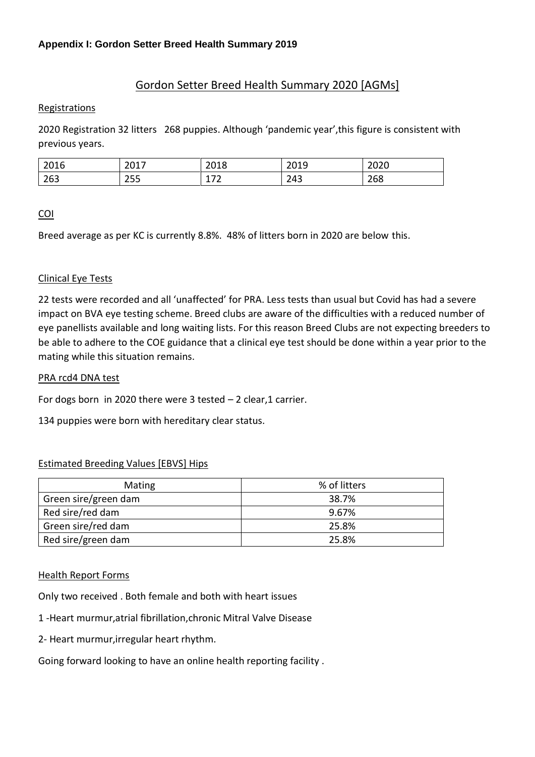**Appendix I: Gordon Setter Breed Health Summary 2019**

## Gordon Setter Breed Health Summary 2020 [AGMs]

Registrations

2020 Registration 32 litters 268 puppies. Although 'pandemic year',this figure is consistent with previous years.

| 2016 | 2017 | 2018 | 2019 | 2020 |
|---|---|---|---|---|
| 263 | 255 | 172 | 243 | 268 |

COI

Breed average as per KC is currently 8.8%. 48% of litters born in 2020 are below this.

Clinical Eye Tests

22 tests were recorded and all 'unaffected' for PRA. Less tests than usual but Covid has had a severe impact on BVA eye testing scheme. Breed clubs are aware of the difficulties with a reduced number of eye panellists available and long waiting lists. For this reason Breed Clubs are not expecting breeders to be able to adhere to the COE guidance that a clinical eye test should be done within a year prior to the mating while this situation remains.

PRA rcd4 DNA test

For dogs born in 2020 there were 3 tested – 2 clear,1 carrier.

134 puppies were born with hereditary clear status.

Estimated Breeding Values [EBVS] Hips

| Mating | % of litters |
|---|---|
| Green sire/green dam | 38.7% |
| Red sire/red dam | 9.67% |
| Green sire/red dam | 25.8% |
| Red sire/green dam | 25.8% |

Health Report Forms

Only two received . Both female and both with heart issues

1 -Heart murmur,atrial fibrillation,chronic Mitral Valve Disease

2- Heart murmur,irregular heart rhythm.

Going forward looking to have an online health reporting facility .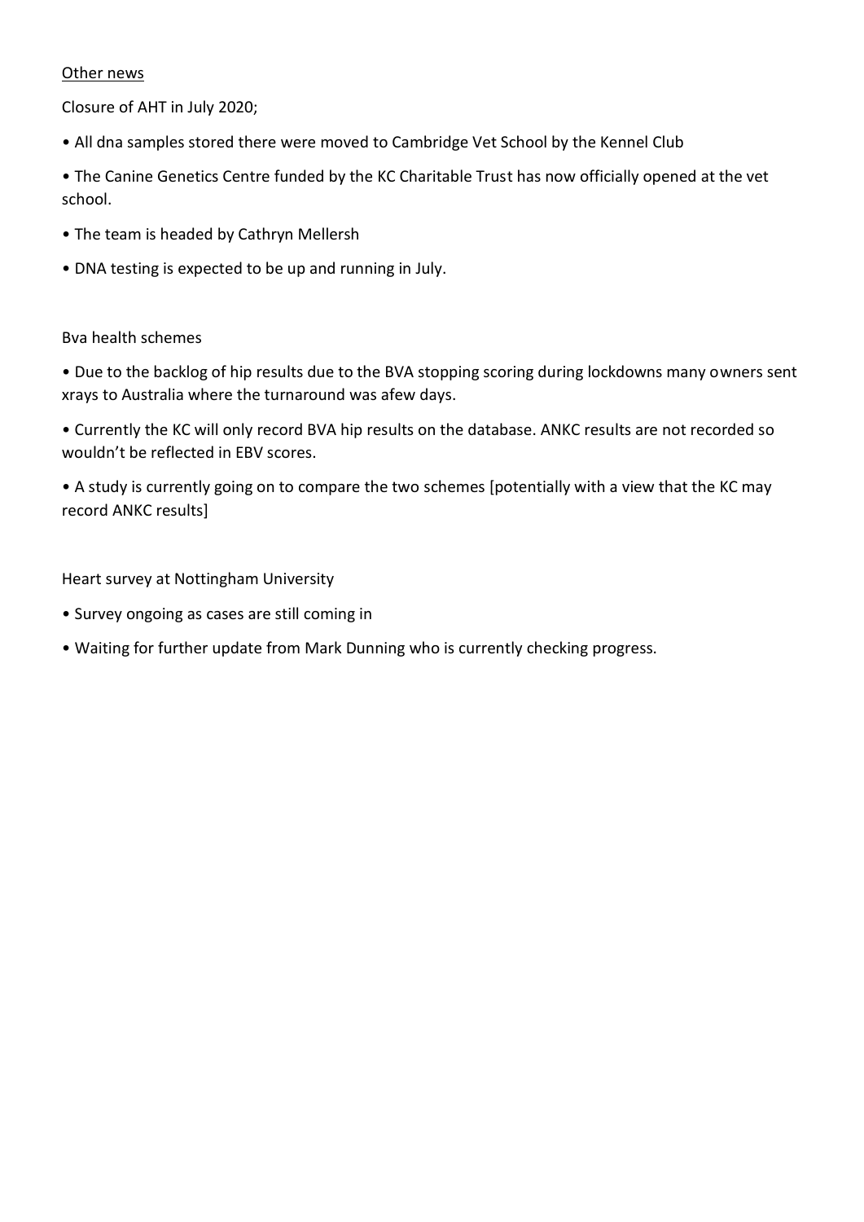<u>Other news</u>

Closure of AHT in July 2020;

- All dna samples stored there were moved to Cambridge Vet School by the Kennel Club
- The Canine Genetics Centre funded by the KC Charitable Trust has now officially opened at the vet school.
- The team is headed by Cathryn Mellersh
- DNA testing is expected to be up and running in July.

Bva health schemes

- Due to the backlog of hip results due to the BVA stopping scoring during lockdowns many owners sent xrays to Australia where the turnaround was afew days.
- Currently the KC will only record BVA hip results on the database. ANKC results are not recorded so wouldn't be reflected in EBV scores.
- A study is currently going on to compare the two schemes [potentially with a view that the KC may record ANKC results]

Heart survey at Nottingham University

- Survey ongoing as cases are still coming in
- Waiting for further update from Mark Dunning who is currently checking progress.